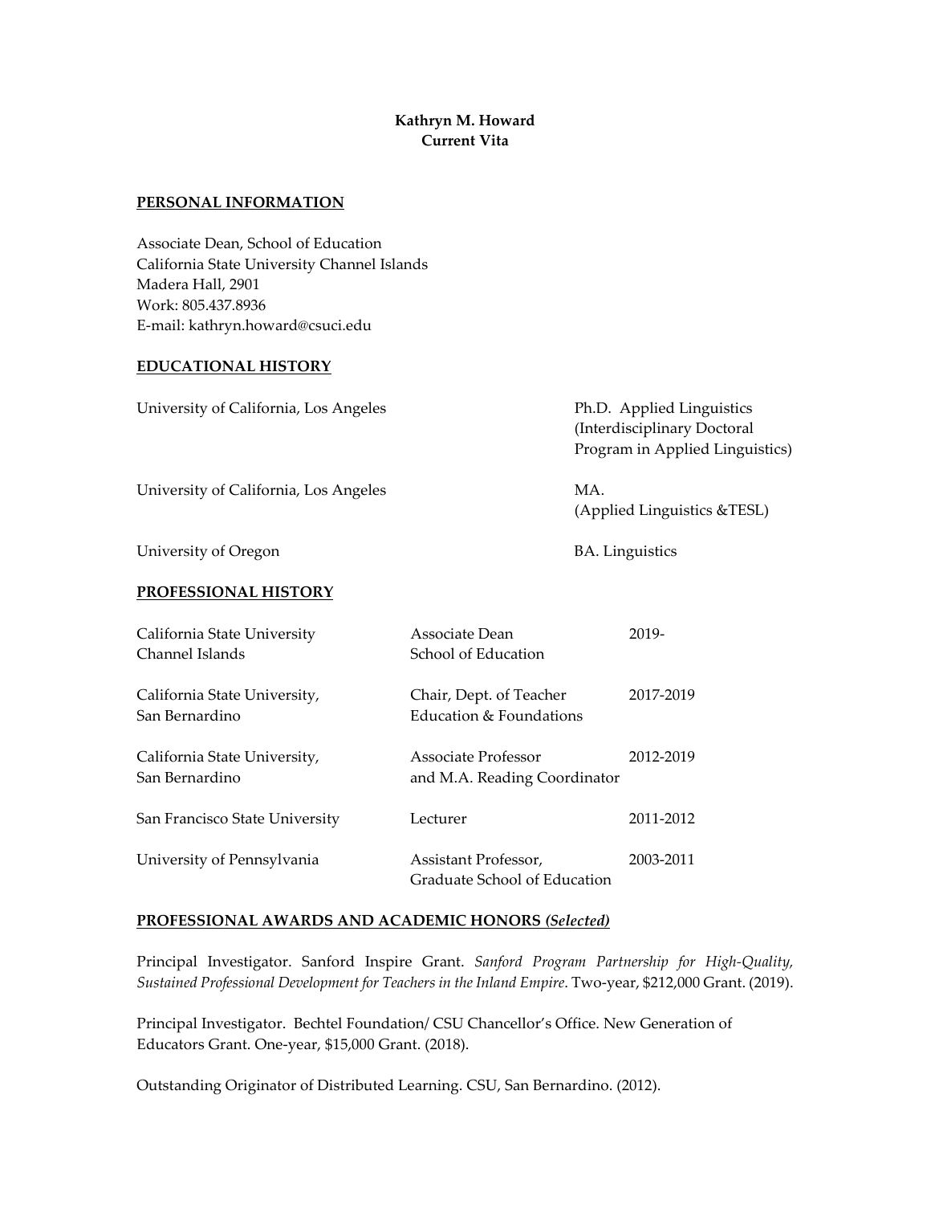**Kathryn M. Howard**
**Current Vita**

## PERSONAL INFORMATION

Associate Dean, School of Education
California State University Channel Islands
Madera Hall, 2901
Work: 805.437.8936
E-mail: kathryn.howard@csuci.edu

## EDUCATIONAL HISTORY

| | |
|---|---|
| University of California, Los Angeles | Ph.D. Applied Linguistics (Interdisciplinary Doctoral Program in Applied Linguistics) |
| University of California, Los Angeles | MA. (Applied Linguistics &TESL) |
| University of Oregon | BA. Linguistics |

## PROFESSIONAL HISTORY

| | | |
|---|---|---|
| California State University Channel Islands | Associate Dean School of Education | 2019- |
| California State University, San Bernardino | Chair, Dept. of Teacher Education & Foundations | 2017-2019 |
| California State University, San Bernardino | Associate Professor and M.A. Reading Coordinator | 2012-2019 |
| San Francisco State University | Lecturer | 2011-2012 |
| University of Pennsylvania | Assistant Professor, Graduate School of Education | 2003-2011 |

## PROFESSIONAL AWARDS AND ACADEMIC HONORS *(Selected)*

Principal Investigator. Sanford Inspire Grant. *Sanford Program Partnership for High-Quality, Sustained Professional Development for Teachers in the Inland Empire*. Two-year, $212,000 Grant. (2019).

Principal Investigator. Bechtel Foundation/ CSU Chancellor's Office. New Generation of Educators Grant. One-year, $15,000 Grant. (2018).

Outstanding Originator of Distributed Learning. CSU, San Bernardino. (2012).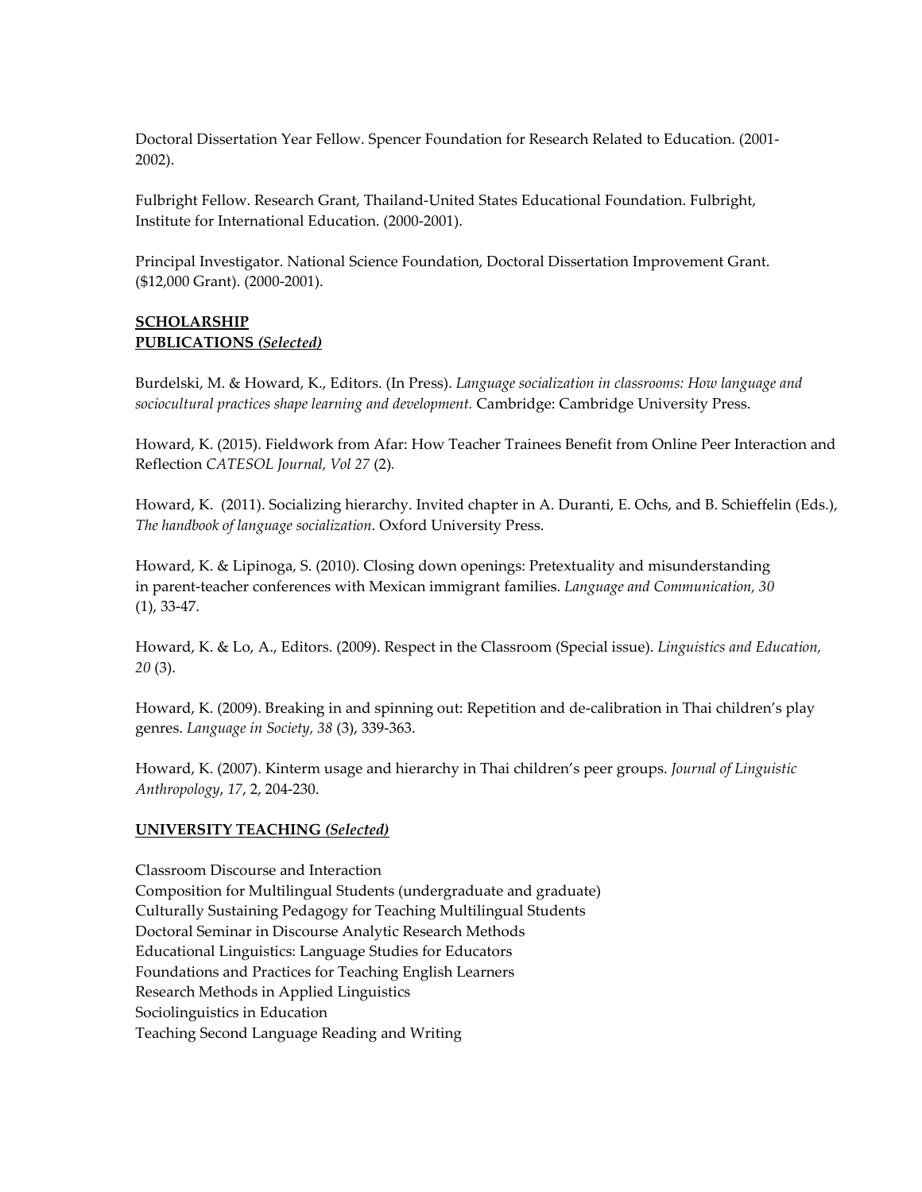Doctoral Dissertation Year Fellow. Spencer Foundation for Research Related to Education. (2001-2002).

Fulbright Fellow. Research Grant, Thailand-United States Educational Foundation. Fulbright, Institute for International Education. (2000-2001).

Principal Investigator. National Science Foundation, Doctoral Dissertation Improvement Grant. ($12,000 Grant). (2000-2001).

## SCHOLARSHIP

### PUBLICATIONS *(Selected)*

Burdelski, M. & Howard, K., Editors. (In Press). *Language socialization in classrooms: How language and sociocultural practices shape learning and development.* Cambridge: Cambridge University Press.

Howard, K. (2015). Fieldwork from Afar: How Teacher Trainees Benefit from Online Peer Interaction and Reflection *CATESOL Journal, Vol 27* (2).

Howard, K. (2011). Socializing hierarchy. Invited chapter in A. Duranti, E. Ochs, and B. Schieffelin (Eds.), *The handbook of language socialization*. Oxford University Press.

Howard, K. & Lipinoga, S. (2010). Closing down openings: Pretextuality and misunderstanding in parent-teacher conferences with Mexican immigrant families. *Language and Communication, 30* (1), 33-47.

Howard, K. & Lo, A., Editors. (2009). Respect in the Classroom (Special issue). *Linguistics and Education, 20* (3).

Howard, K. (2009). Breaking in and spinning out: Repetition and de-calibration in Thai children's play genres. *Language in Society, 38* (3), 339-363.

Howard, K. (2007). Kinterm usage and hierarchy in Thai children's peer groups. *Journal of Linguistic Anthropology*, *17*, 2, 204-230.

## UNIVERSITY TEACHING *(Selected)*

Classroom Discourse and Interaction
Composition for Multilingual Students (undergraduate and graduate)
Culturally Sustaining Pedagogy for Teaching Multilingual Students
Doctoral Seminar in Discourse Analytic Research Methods
Educational Linguistics: Language Studies for Educators
Foundations and Practices for Teaching English Learners
Research Methods in Applied Linguistics
Sociolinguistics in Education
Teaching Second Language Reading and Writing